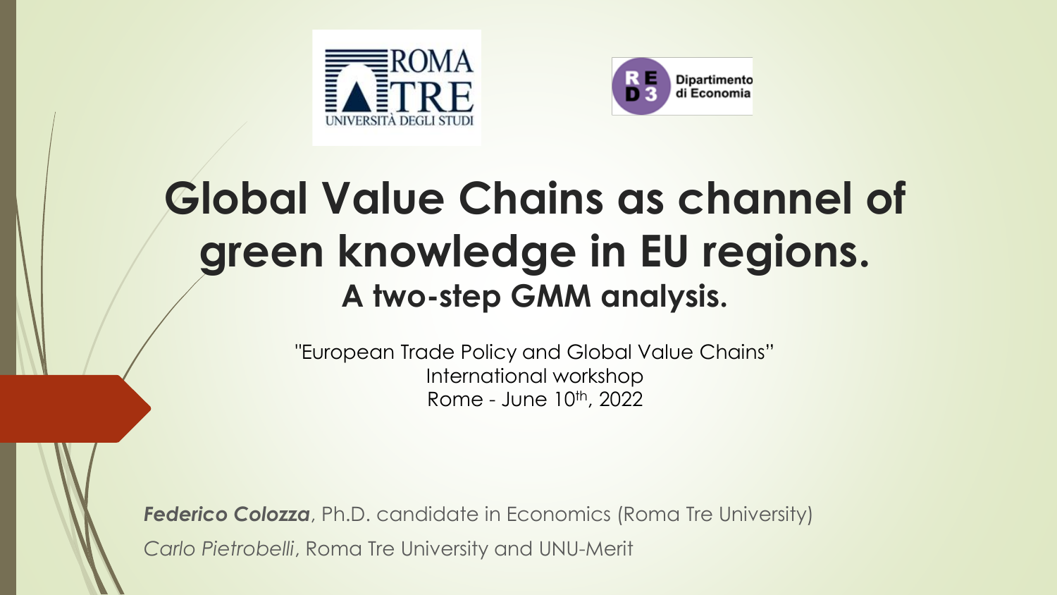# Global Value Chains as channel of green knowledge in EU regions.

## A two-step GMM analysis.

"European Trade Policy and Global Value Chains"
International workshop
Rome - June 10th, 2022

***Federico Colozza***, Ph.D. candidate in Economics (Roma Tre University)

*Carlo Pietrobelli*, Roma Tre University and UNU-Merit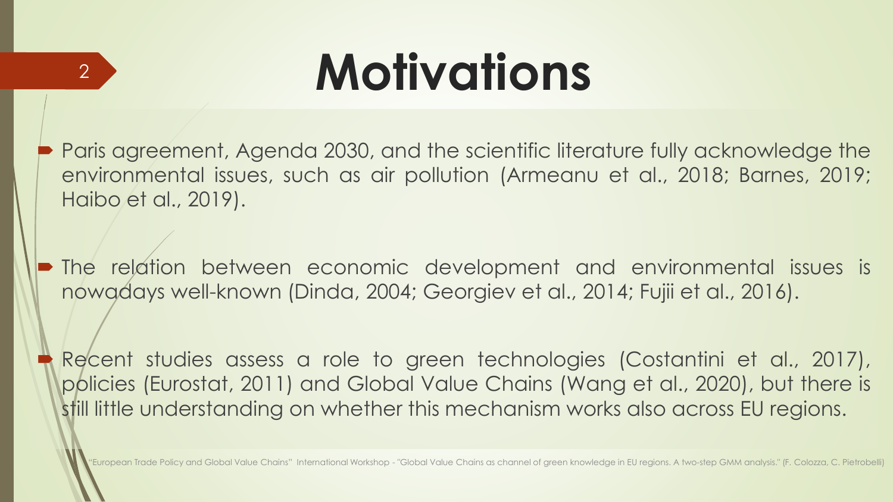# Motivations

- Paris agreement, Agenda 2030, and the scientific literature fully acknowledge the environmental issues, such as air pollution (Armeanu et al., 2018; Barnes, 2019; Haibo et al., 2019).

- The relation between economic development and environmental issues is nowadays well-known (Dinda, 2004; Georgiev et al., 2014; Fujii et al., 2016).

- Recent studies assess a role to green technologies (Costantini et al., 2017), policies (Eurostat, 2011) and Global Value Chains (Wang et al., 2020), but there is still little understanding on whether this mechanism works also across EU regions.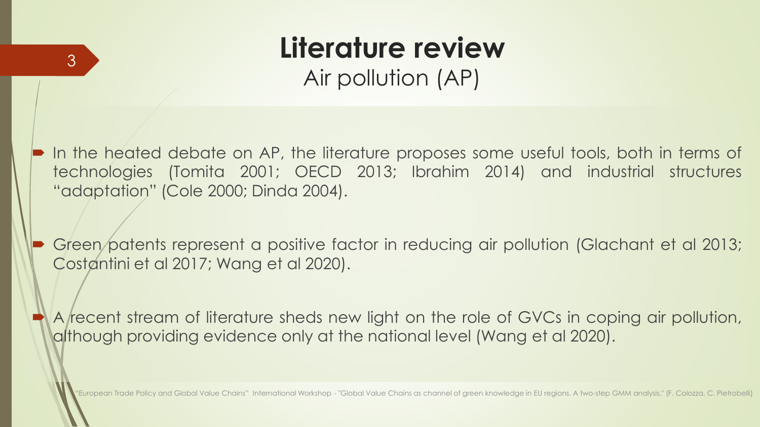# Literature review

## Air pollution (AP)

- In the heated debate on AP, the literature proposes some useful tools, both in terms of technologies (Tomita 2001; OECD 2013; Ibrahim 2014) and industrial structures "adaptation" (Cole 2000; Dinda 2004).

- Green patents represent a positive factor in reducing air pollution (Glachant et al 2013; Costantini et al 2017; Wang et al 2020).

- A recent stream of literature sheds new light on the role of GVCs in coping air pollution, although providing evidence only at the national level (Wang et al 2020).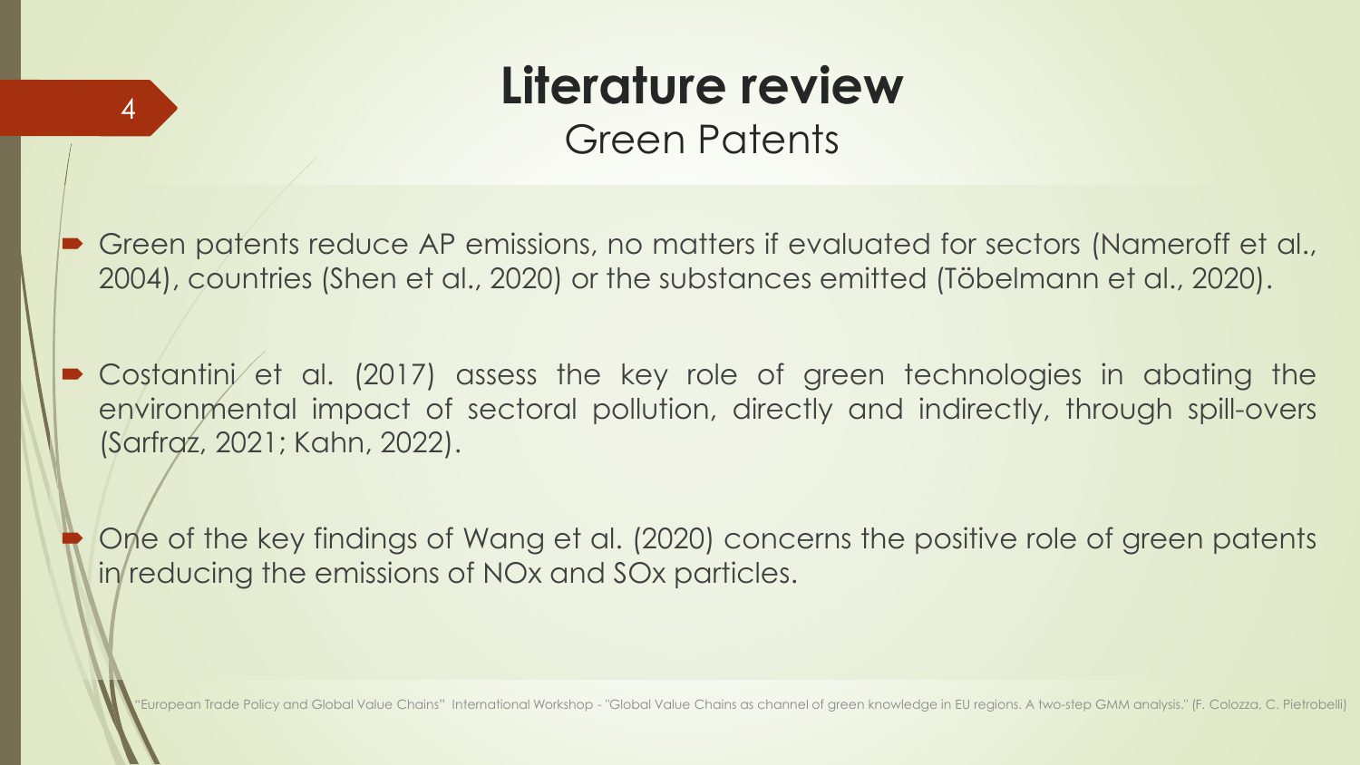# Literature review

## Green Patents

- Green patents reduce AP emissions, no matters if evaluated for sectors (Nameroff et al., 2004), countries (Shen et al., 2020) or the substances emitted (Töbelmann et al., 2020).
- Costantini et al. (2017) assess the key role of green technologies in abating the environmental impact of sectoral pollution, directly and indirectly, through spill-overs (Sarfraz, 2021; Kahn, 2022).
- One of the key findings of Wang et al. (2020) concerns the positive role of green patents in reducing the emissions of NOx and SOx particles.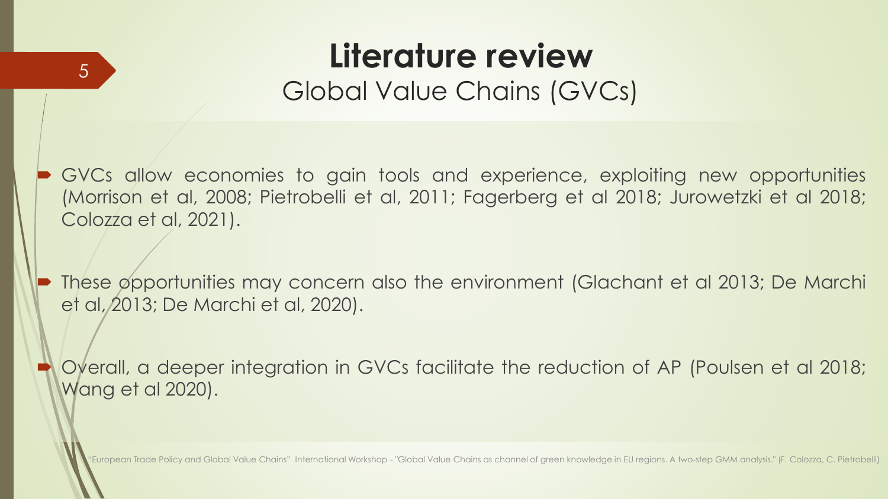# Literature review

## Global Value Chains (GVCs)

- GVCs allow economies to gain tools and experience, exploiting new opportunities (Morrison et al, 2008; Pietrobelli et al, 2011; Fagerberg et al 2018; Jurowetzki et al 2018; Colozza et al, 2021).
- These opportunities may concern also the environment (Glachant et al 2013; De Marchi et al, 2013; De Marchi et al, 2020).
- Overall, a deeper integration in GVCs facilitate the reduction of AP (Poulsen et al 2018; Wang et al 2020).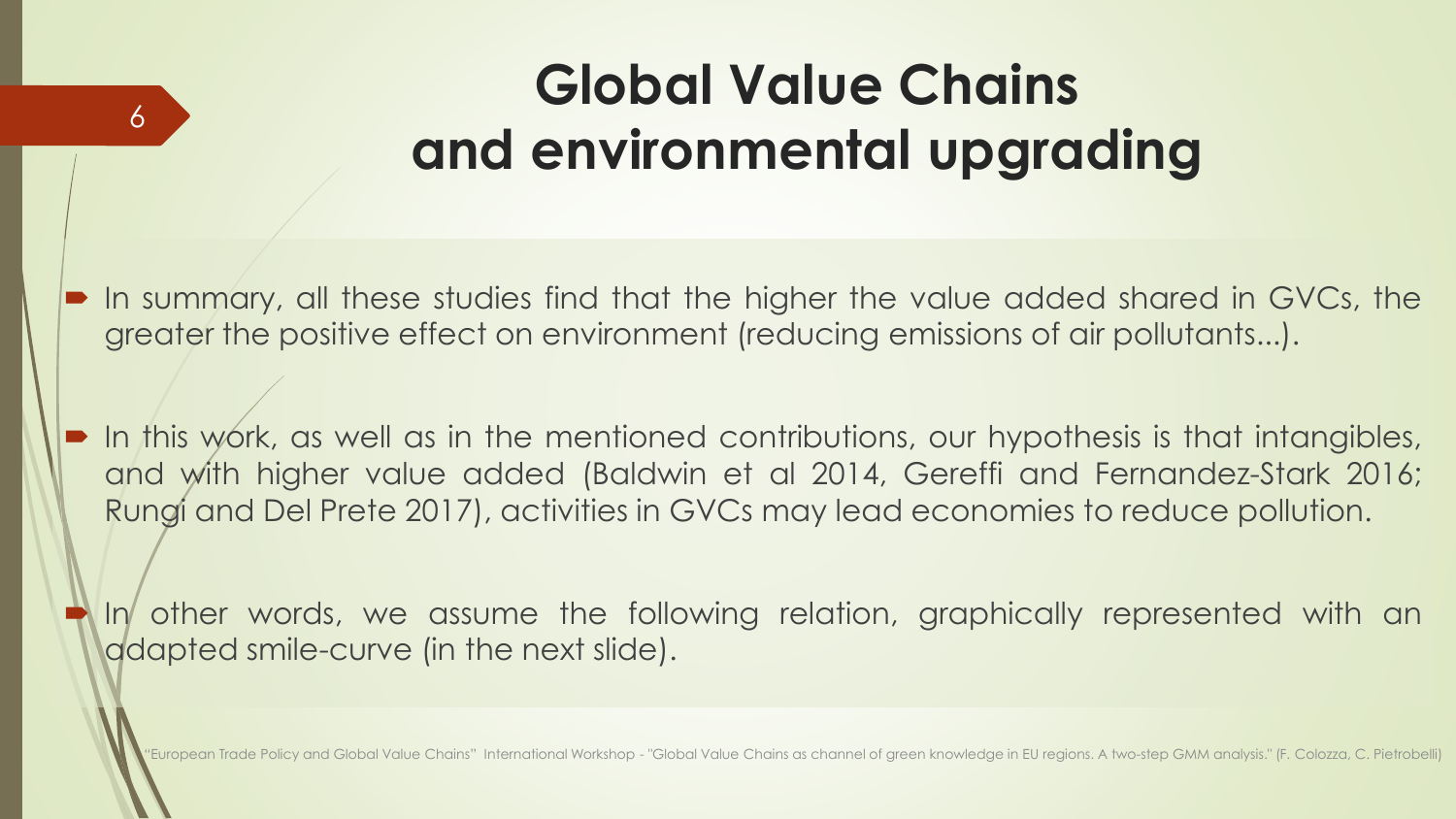# Global Value Chains and environmental upgrading

- In summary, all these studies find that the higher the value added shared in GVCs, the greater the positive effect on environment (reducing emissions of air pollutants...).
- In this work, as well as in the mentioned contributions, our hypothesis is that intangibles, and with higher value added (Baldwin et al 2014, Gereffi and Fernandez-Stark 2016; Rungi and Del Prete 2017), activities in GVCs may lead economies to reduce pollution.
- In other words, we assume the following relation, graphically represented with an adapted smile-curve (in the next slide).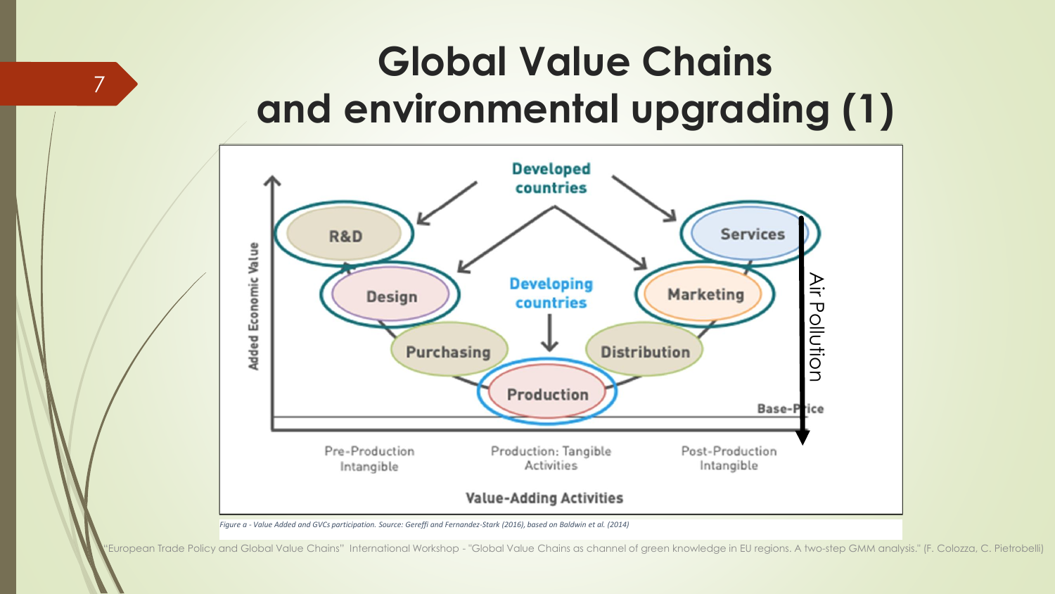# Global Value Chains and environmental upgrading (1)

Developed countries

Developing countries

R&D

Design

Purchasing

Production

Distribution

Marketing

Services

Added Economic Value

Air Pollution

Base-Price

Pre-Production Intangible

Production: Tangible Activities

Post-Production Intangible

Value-Adding Activities

*Figure a - Value Added and GVCs participation. Source: Gereffi and Fernandez-Stark (2016), based on Baldwin et al. (2014)*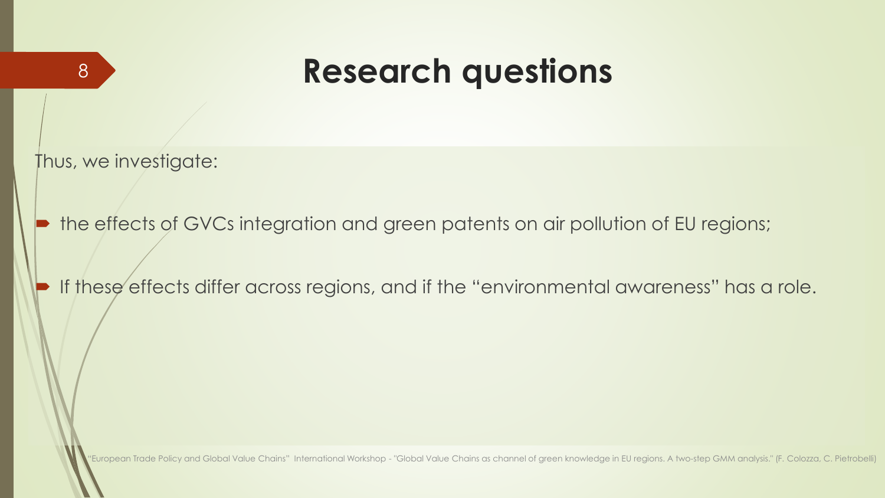# Research questions

Thus, we investigate:

- the effects of GVCs integration and green patents on air pollution of EU regions;
- If these effects differ across regions, and if the “environmental awareness” has a role.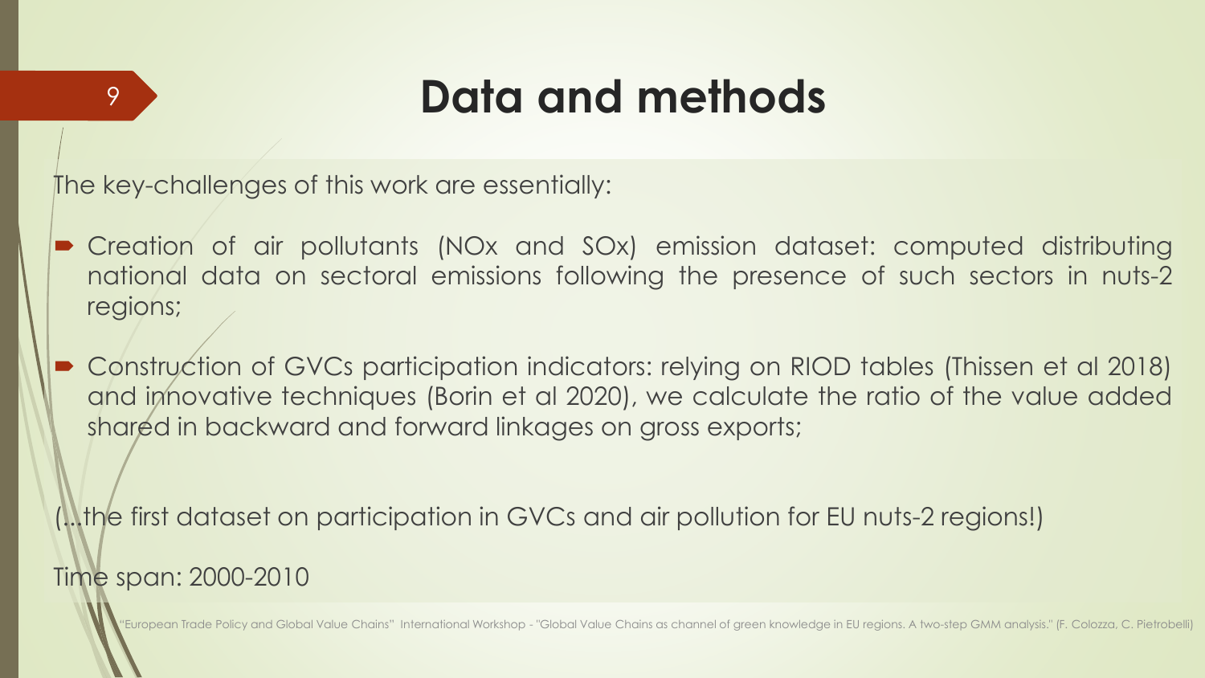# Data and methods

The key-challenges of this work are essentially:

- Creation of air pollutants (NOx and SOx) emission dataset: computed distributing national data on sectoral emissions following the presence of such sectors in nuts-2 regions;
- Construction of GVCs participation indicators: relying on RIOD tables (Thissen et al 2018) and innovative techniques (Borin et al 2020), we calculate the ratio of the value added shared in backward and forward linkages on gross exports;

(...the first dataset on participation in GVCs and air pollution for EU nuts-2 regions!)

Time span: 2000-2010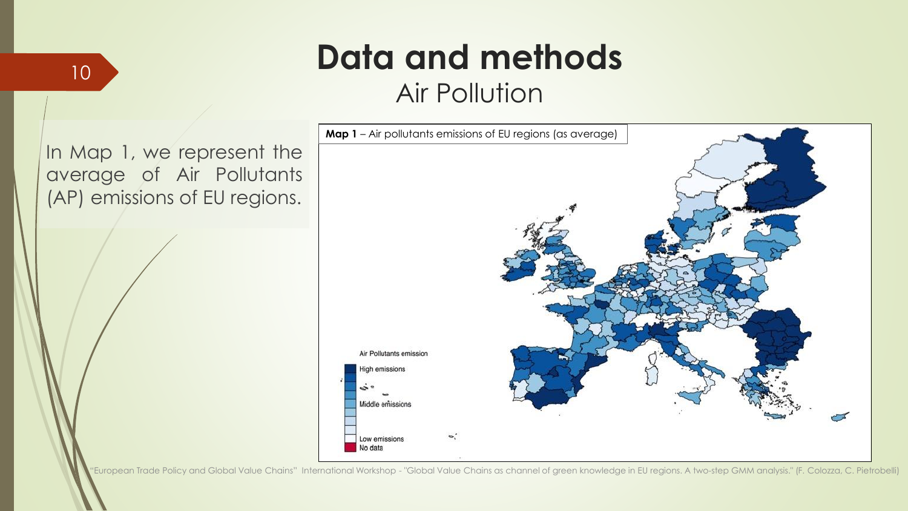# Data and methods

## Air Pollution

In Map 1, we represent the average of Air Pollutants (AP) emissions of EU regions.

**Map 1** – Air pollutants emissions of EU regions (as average)

Air Pollutants emission

High emissions

Middle emissions

Low emissions

No data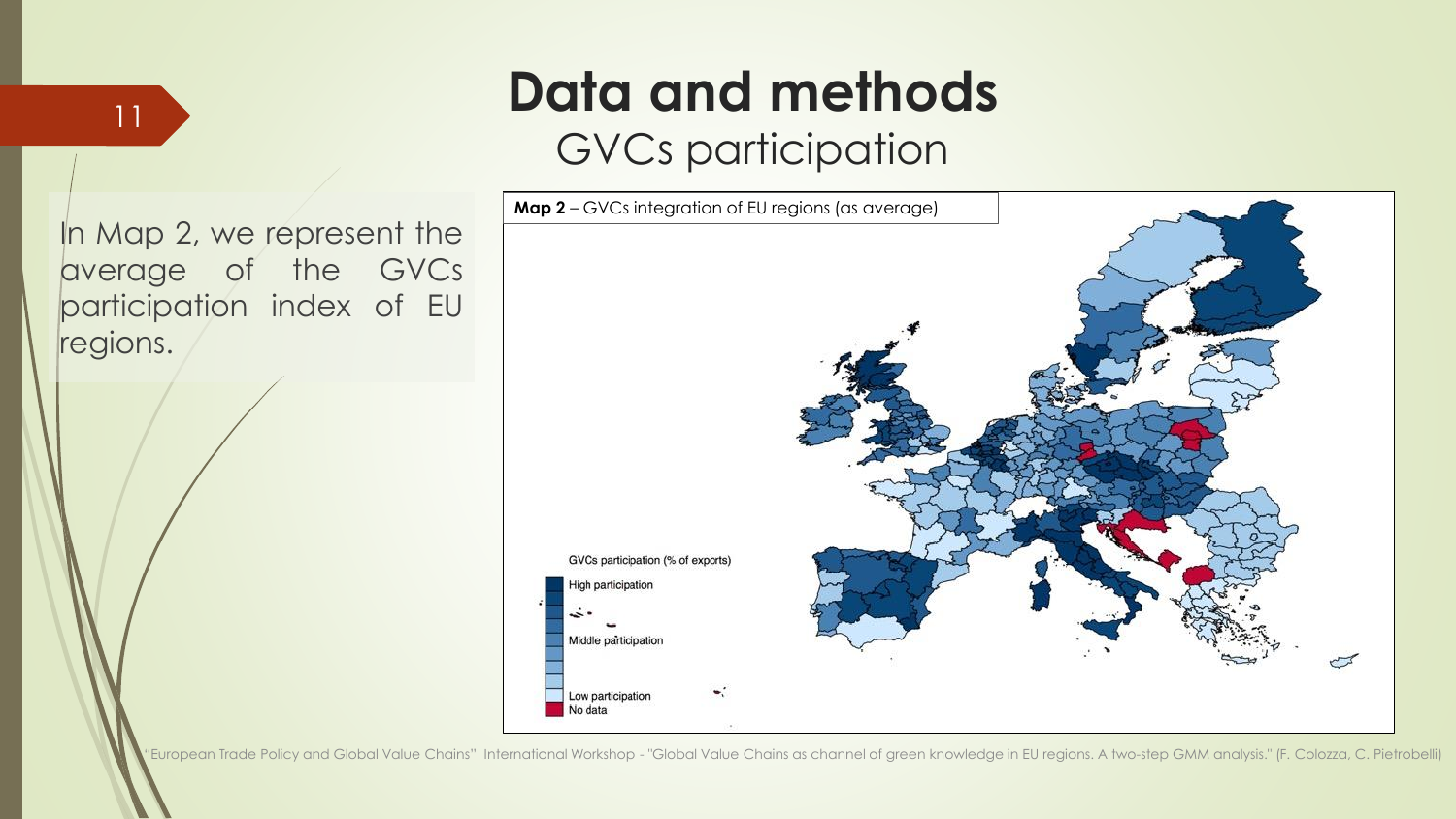# Data and methods

## GVCs participation

In Map 2, we represent the average of the GVCs participation index of EU regions.

**Map 2** – GVCs integration of EU regions (as average)

GVCs participation (% of exports)

- High participation
- Middle participation
- Low participation
- No data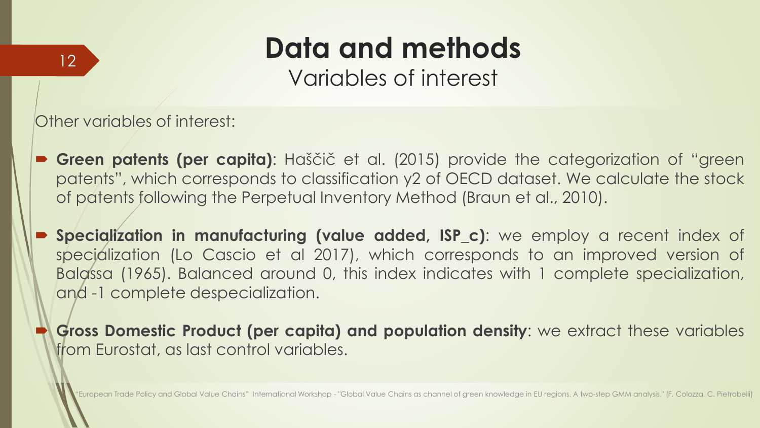# Data and methods

## Variables of interest

Other variables of interest:

- **Green patents (per capita)**: Haščič et al. (2015) provide the categorization of "green patents", which corresponds to classification y2 of OECD dataset. We calculate the stock of patents following the Perpetual Inventory Method (Braun et al., 2010).
- **Specialization in manufacturing (value added, ISP_c)**: we employ a recent index of specialization (Lo Cascio et al 2017), which corresponds to an improved version of Balassa (1965). Balanced around 0, this index indicates with 1 complete specialization, and -1 complete despecialization.
- **Gross Domestic Product (per capita) and population density**: we extract these variables from Eurostat, as last control variables.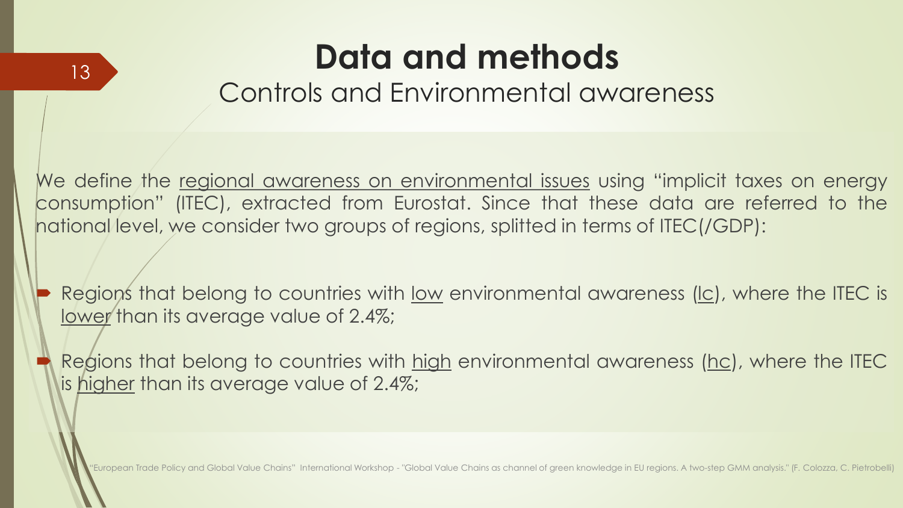# Data and methods

## Controls and Environmental awareness

We define the <u>regional awareness on environmental issues</u> using "implicit taxes on energy consumption" (ITEC), extracted from Eurostat. Since that these data are referred to the national level, we consider two groups of regions, splitted in terms of ITEC(/GDP):

- Regions that belong to countries with <u>low</u> environmental awareness (<u>lc</u>), where the ITEC is <u>lower</u> than its average value of 2.4%;
- Regions that belong to countries with <u>high</u> environmental awareness (<u>hc</u>), where the ITEC is <u>higher</u> than its average value of 2.4%;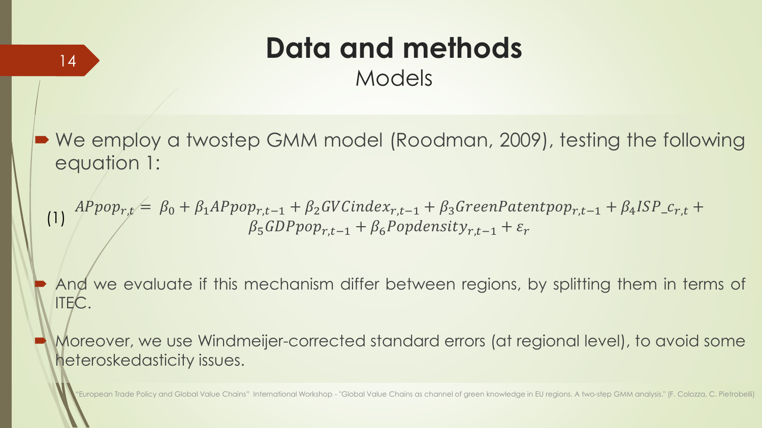# Data and methods

## Models

- We employ a twostep GMM model (Roodman, 2009), testing the following equation 1:

$$APpop_{r,t} = \beta_0 + \beta_1 APpop_{r,t-1} + \beta_2 GVCindex_{r,t-1} + \beta_3 GreenPatentpop_{r,t-1} + \beta_4 ISP\_c_{r,t} + \beta_5 GDPpop_{r,t-1} + \beta_6 Popdensity_{r,t-1} + \varepsilon_r \quad (1)$$

- And we evaluate if this mechanism differ between regions, by splitting them in terms of ITEC.
- Moreover, we use Windmeijer-corrected standard errors (at regional level), to avoid some heteroskedasticity issues.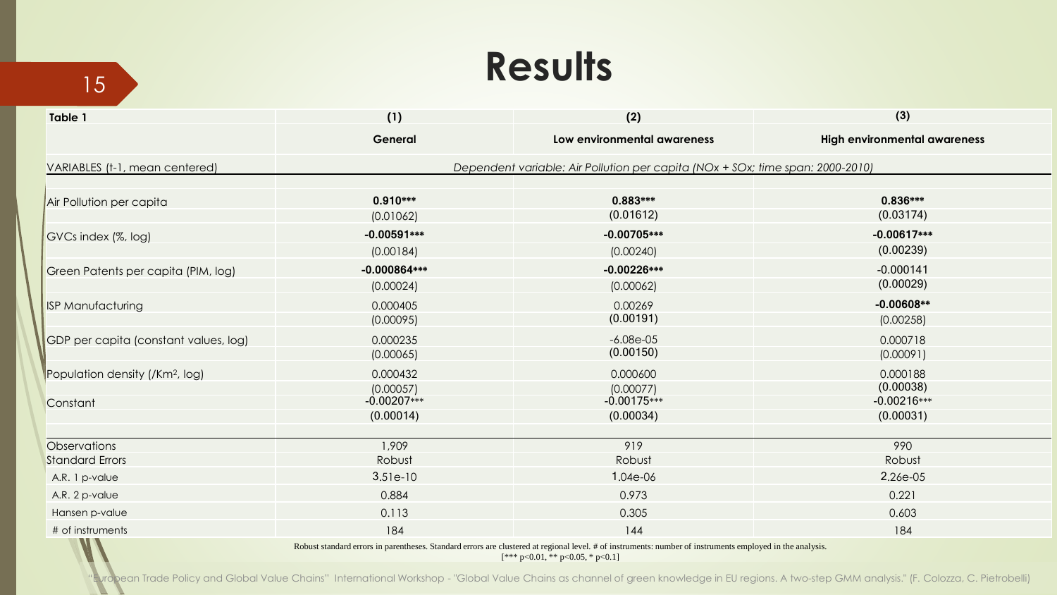# Results

| Table 1 | (1) | (2) | (3) |
|---|---|---|---|
| | **General** | **Low environmental awareness** | **High environmental awareness** |
| VARIABLES (t-1, mean centered) | *Dependent variable: Air Pollution per capita (NOx + SOx; time span: 2000-2010)* | | |
| Air Pollution per capita | **0.910*** ** | **0.883*** ** | **0.836*** ** |
| | (0.01062) | (0.01612) | (0.03174) |
| GVCs index (%, log) | **-0.00591*** ** | **-0.00705*** ** | **-0.00617*** ** |
| | (0.00184) | (0.00240) | (0.00239) |
| Green Patents per capita (PIM, log) | **-0.000864*** ** | **-0.00226*** ** | -0.000141 |
| | (0.00024) | (0.00062) | (0.00029) |
| ISP Manufacturing | 0.000405 | 0.00269 | **-0.00608** ** |
| | (0.00095) | (0.00191) | (0.00258) |
| GDP per capita (constant values, log) | 0.000235 | -6.08e-05 | 0.000718 |
| | (0.00065) | (0.00150) | (0.00091) |
| Population density (/Km², log) | 0.000432 | 0.000600 | 0.000188 |
| | (0.00057) | (0.00077) | (0.00038) |
| Constant | -0.00207*** | -0.00175*** | -0.00216*** |
| | (0.00014) | (0.00034) | (0.00031) |
| Observations | 1,909 | 919 | 990 |
| Standard Errors | Robust | Robust | Robust |
| A.R. 1 p-value | 3.51e-10 | 1.04e-06 | 2.26e-05 |
| A.R. 2 p-value | 0.884 | 0.973 | 0.221 |
| Hansen p-value | 0.113 | 0.305 | 0.603 |
| # of instruments | 184 | 144 | 184 |

Robust standard errors in parentheses. Standard errors are clustered at regional level. # of instruments: number of instruments employed in the analysis.
[*** p<0.01, ** p<0.05, * p<0.1]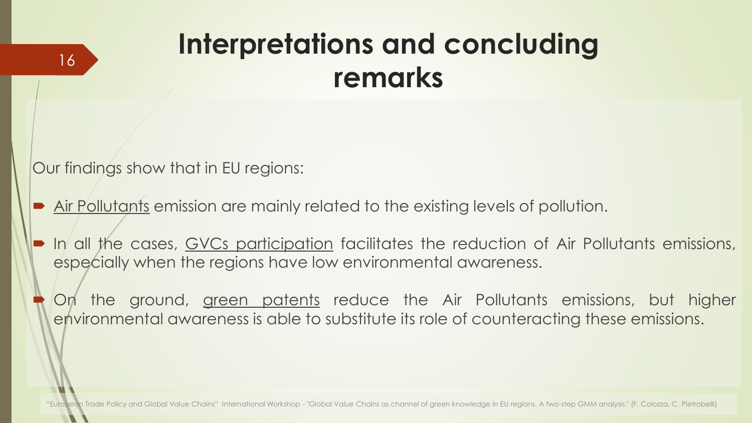# Interpretations and concluding remarks

Our findings show that in EU regions:

- Air Pollutants emission are mainly related to the existing levels of pollution.
- In all the cases, GVCs participation facilitates the reduction of Air Pollutants emissions, especially when the regions have low environmental awareness.
- On the ground, green patents reduce the Air Pollutants emissions, but higher environmental awareness is able to substitute its role of counteracting these emissions.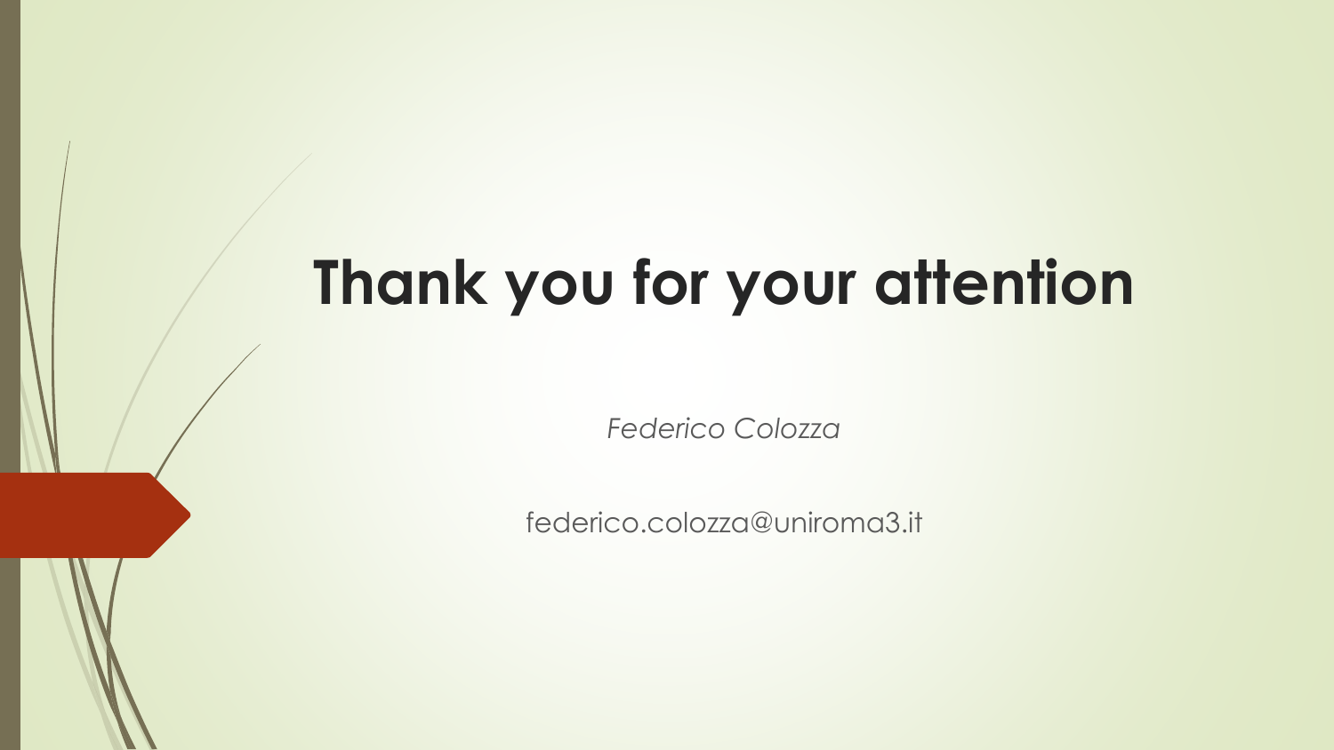# Thank you for your attention

*Federico Colozza*

federico.colozza@uniroma3.it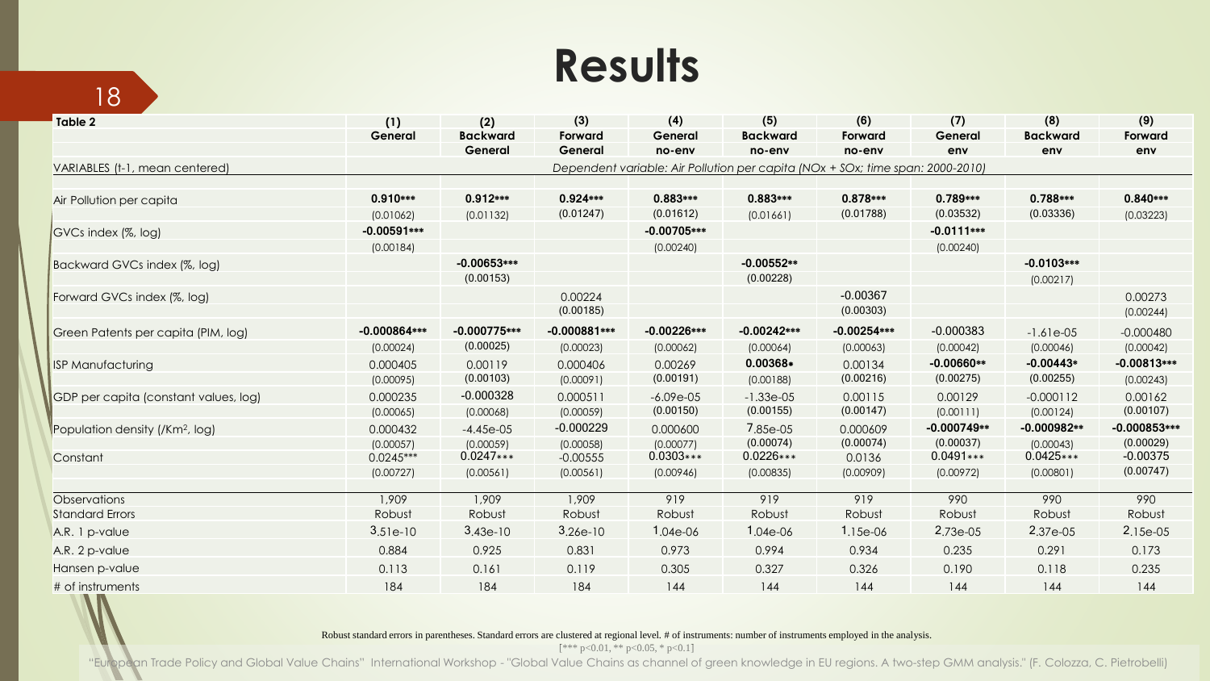# Results

| Table 2 | (1) | (2) | (3) | (4) | (5) | (6) | (7) | (8) | (9) |
|---|---|---|---|---|---|---|---|---|---|
| | General | Backward General | Forward General | General no-env | Backward no-env | Forward no-env | General env | Backward env | Forward env |
| VARIABLES (t-1, mean centered) | *Dependent variable: Air Pollution per capita (NOx + SOx; time span: 2000-2010)* | | | | | | | | |
| Air Pollution per capita | 0.910*** | 0.912*** | 0.924*** | 0.883*** | 0.883*** | 0.878*** | 0.789*** | 0.788*** | 0.840*** |
| | (0.01062) | (0.01132) | (0.01247) | (0.01612) | (0.01661) | (0.01788) | (0.03532) | (0.03336) | (0.03223) |
| GVCs index (%, log) | -0.00591*** | | | -0.00705*** | | | -0.0111*** | | |
| | (0.00184) | | | (0.00240) | | | (0.00240) | | |
| Backward GVCs index (%, log) | | -0.00653*** | | | -0.00552** | | | -0.0103*** | |
| | | (0.00153) | | | (0.00228) | | | (0.00217) | |
| Forward GVCs index (%, log) | | | 0.00224 | | | -0.00367 | | | 0.00273 |
| | | | (0.00185) | | | (0.00303) | | | (0.00244) |
| Green Patents per capita (PIM, log) | -0.000864*** | -0.000775*** | -0.000881*** | -0.00226*** | -0.00242*** | -0.00254*** | -0.000383 | -1.61e-05 | -0.000480 |
| | (0.00024) | (0.00025) | (0.00023) | (0.00062) | (0.00064) | (0.00063) | (0.00042) | (0.00046) | (0.00042) |
| ISP Manufacturing | 0.000405 | 0.00119 | 0.000406 | 0.00269 | 0.00368* | 0.00134 | -0.00660** | -0.00443* | -0.00813*** |
| | (0.00095) | (0.00103) | (0.00091) | (0.00191) | (0.00188) | (0.00216) | (0.00275) | (0.00255) | (0.00243) |
| GDP per capita (constant values, log) | 0.000235 | -0.000328 | 0.000511 | -6.09e-05 | -1.33e-05 | 0.00115 | 0.00129 | -0.000112 | 0.00162 |
| | (0.00065) | (0.00068) | (0.00059) | (0.00150) | (0.00155) | (0.00147) | (0.00111) | (0.00124) | (0.00107) |
| Population density (/Km², log) | 0.000432 | -4.45e-05 | -0.000229 | 0.000600 | 7.85e-05 | 0.000609 | -0.000749** | -0.000982** | -0.000853*** |
| | (0.00057) | (0.00059) | (0.00058) | (0.00077) | (0.00074) | (0.00074) | (0.00037) | (0.00043) | (0.00029) |
| Constant | 0.0245*** | 0.0247*** | -0.00555 | 0.0303*** | 0.0226*** | 0.0136 | 0.0491*** | 0.0425*** | -0.00375 |
| | (0.00727) | (0.00561) | (0.00561) | (0.00946) | (0.00835) | (0.00909) | (0.00972) | (0.00801) | (0.00747) |
| Observations | 1,909 | 1,909 | 1,909 | 919 | 919 | 919 | 990 | 990 | 990 |
| Standard Errors | Robust | Robust | Robust | Robust | Robust | Robust | Robust | Robust | Robust |
| A.R. 1 p-value | 3.51e-10 | 3.43e-10 | 3.26e-10 | 1.04e-06 | 1.04e-06 | 1.15e-06 | 2.73e-05 | 2.37e-05 | 2.15e-05 |
| A.R. 2 p-value | 0.884 | 0.925 | 0.831 | 0.973 | 0.994 | 0.934 | 0.235 | 0.291 | 0.173 |
| Hansen p-value | 0.113 | 0.161 | 0.119 | 0.305 | 0.327 | 0.326 | 0.190 | 0.118 | 0.235 |
| # of instruments | 184 | 184 | 184 | 144 | 144 | 144 | 144 | 144 | 144 |

Robust standard errors in parentheses. Standard errors are clustered at regional level. # of instruments: number of instruments employed in the analysis.
[*** p<0.01, ** p<0.05, * p<0.1]

"European Trade Policy and Global Value Chains" International Workshop - "Global Value Chains as channel of green knowledge in EU regions. A two-step GMM analysis." (F. Colozza, C. Pietrobelli)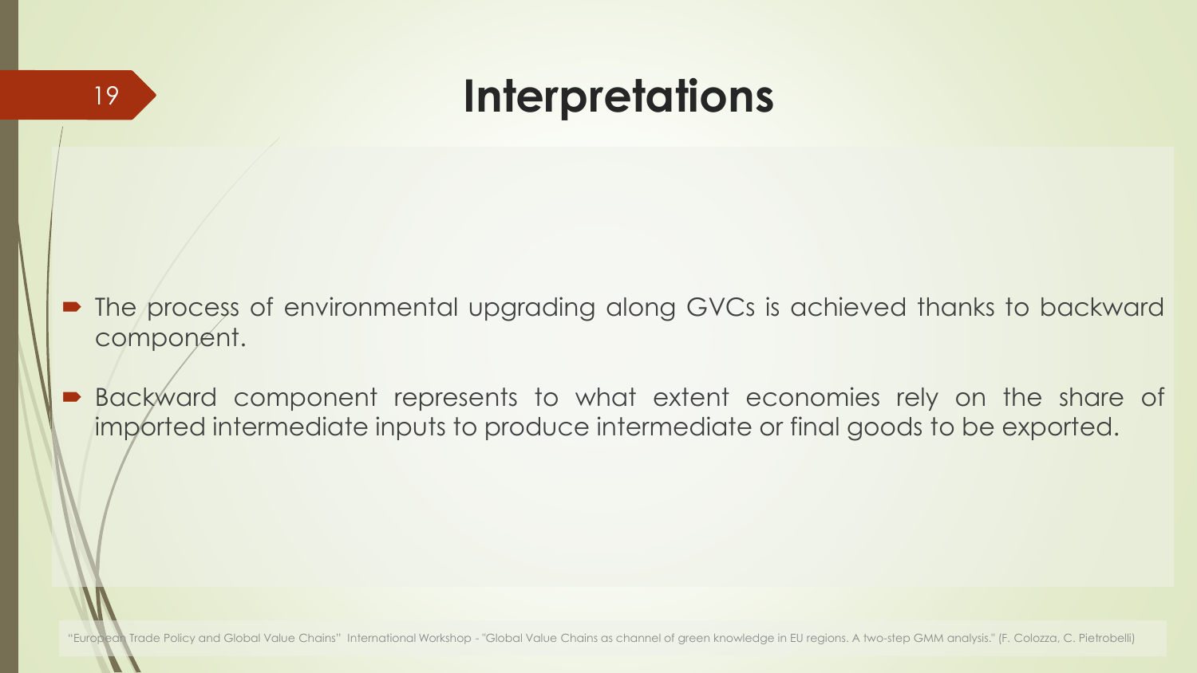# Interpretations

- The process of environmental upgrading along GVCs is achieved thanks to backward component.
- Backward component represents to what extent economies rely on the share of imported intermediate inputs to produce intermediate or final goods to be exported.